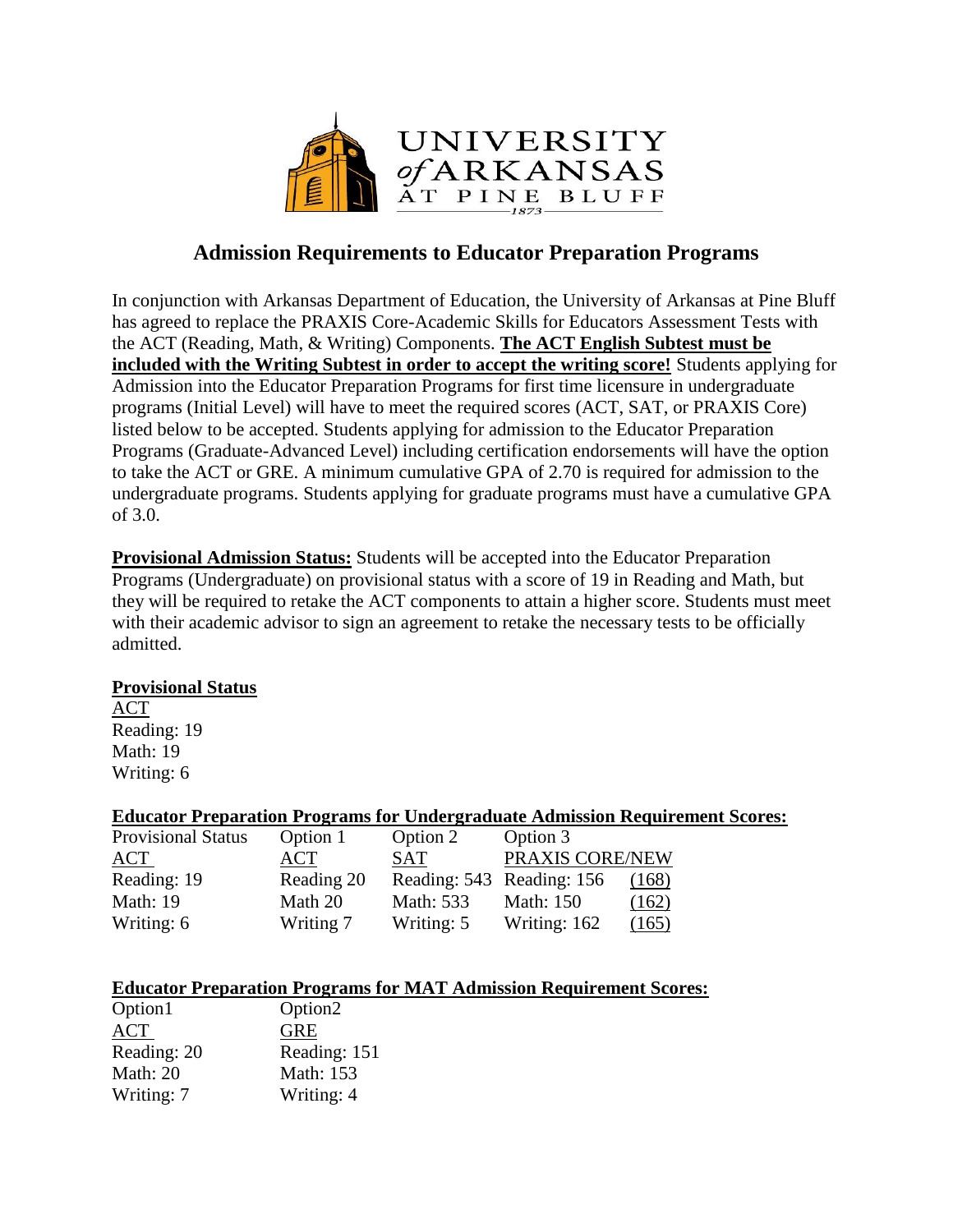UNIVERSITY *of* ARKANSAS AT PINE BLUFF
1873

# Admission Requirements to Educator Preparation Programs

In conjunction with Arkansas Department of Education, the University of Arkansas at Pine Bluff has agreed to replace the PRAXIS Core-Academic Skills for Educators Assessment Tests with the ACT (Reading, Math, & Writing) Components. **The ACT English Subtest must be included with the Writing Subtest in order to accept the writing score!** Students applying for Admission into the Educator Preparation Programs for first time licensure in undergraduate programs (Initial Level) will have to meet the required scores (ACT, SAT, or PRAXIS Core) listed below to be accepted. Students applying for admission to the Educator Preparation Programs (Graduate-Advanced Level) including certification endorsements will have the option to take the ACT or GRE. A minimum cumulative GPA of 2.70 is required for admission to the undergraduate programs. Students applying for graduate programs must have a cumulative GPA of 3.0.

**Provisional Admission Status:** Students will be accepted into the Educator Preparation Programs (Undergraduate) on provisional status with a score of 19 in Reading and Math, but they will be required to retake the ACT components to attain a higher score. Students must meet with their academic advisor to sign an agreement to retake the necessary tests to be officially admitted.

**Provisional Status**

ACT
Reading: 19
Math: 19
Writing: 6

**Educator Preparation Programs for Undergraduate Admission Requirement Scores:**

| Provisional Status | Option 1 | Option 2 | Option 3 | |
|---|---|---|---|---|
| ACT | ACT | SAT | PRAXIS CORE/NEW | |
| Reading: 19 | Reading 20 | Reading: 543 | Reading: 156 | (168) |
| Math: 19 | Math 20 | Math: 533 | Math: 150 | (162) |
| Writing: 6 | Writing 7 | Writing: 5 | Writing: 162 | (165) |

**Educator Preparation Programs for MAT Admission Requirement Scores:**

| Option1 | Option2 |
|---|---|
| ACT | GRE |
| Reading: 20 | Reading: 151 |
| Math: 20 | Math: 153 |
| Writing: 7 | Writing: 4 |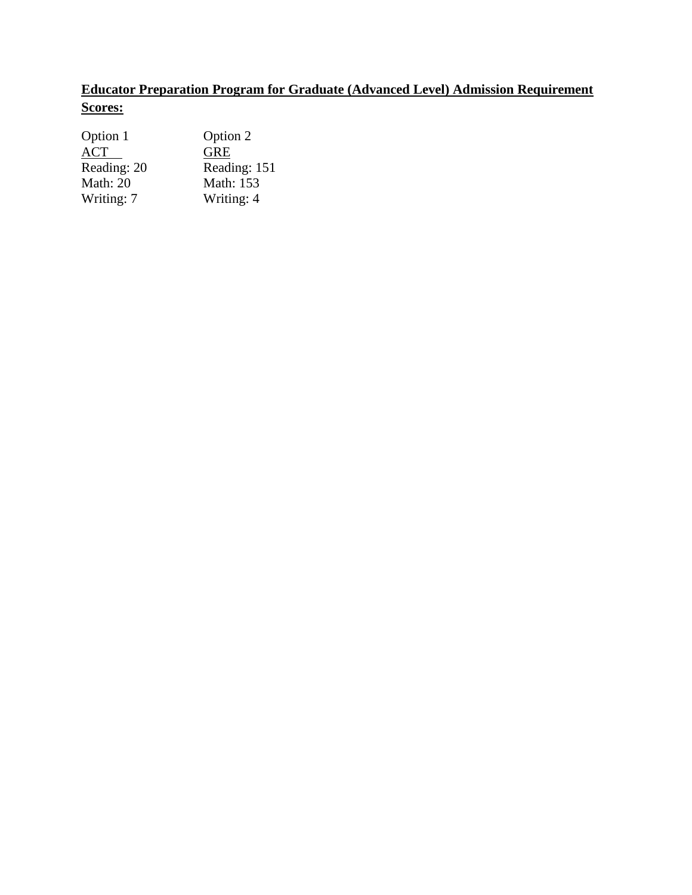**Educator Preparation Program for Graduate (Advanced Level) Admission Requirement Scores:**

| Option 1 | Option 2 |
| --- | --- |
| ACT | GRE |
| Reading: 20 | Reading: 151 |
| Math: 20 | Math: 153 |
| Writing: 7 | Writing: 4 |